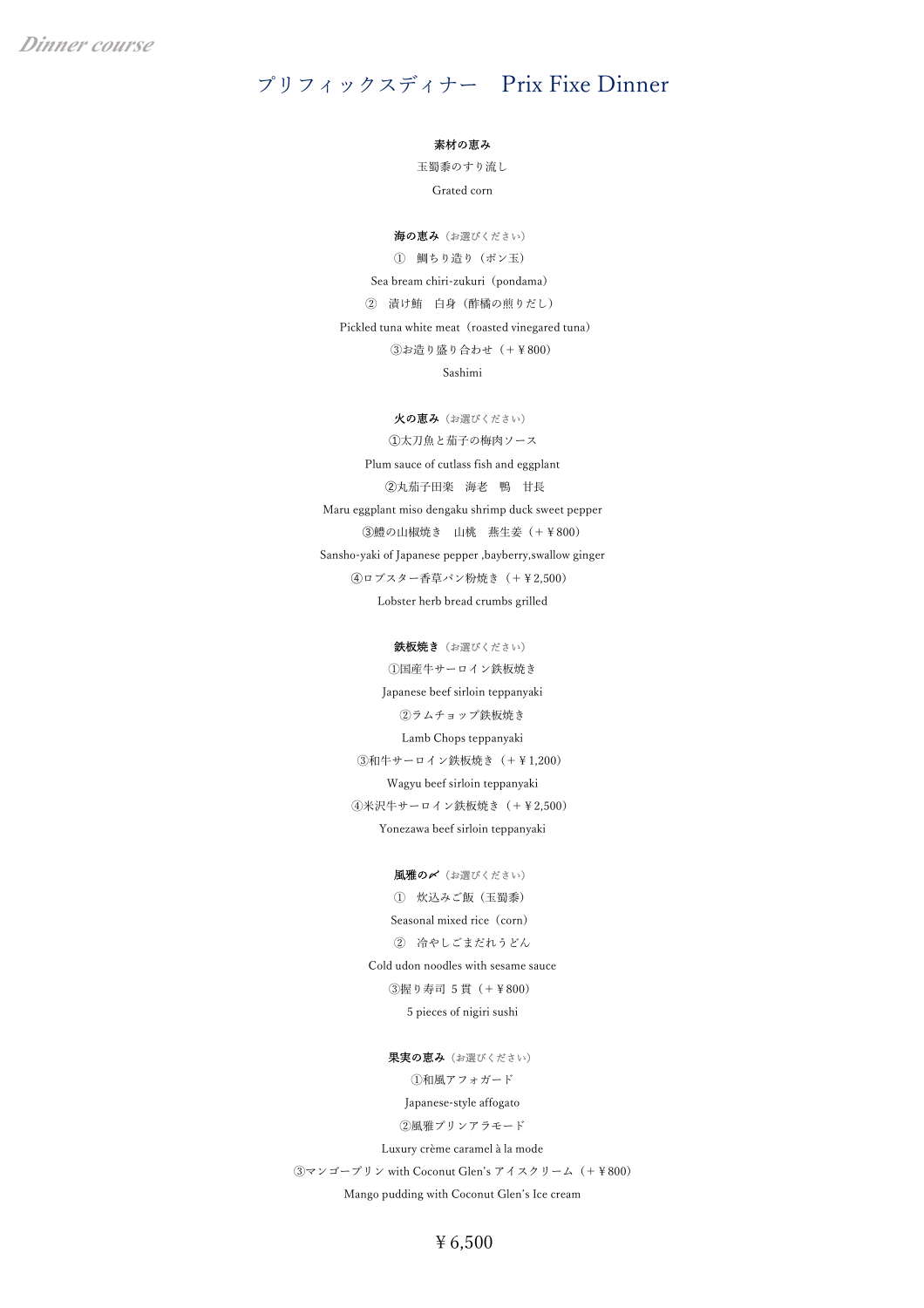*Dinner course*

# プリフィックスディナー　Prix Fixe Dinner

**素材の恵み**

玉蜀黍のすり流し

Grated corn

**海の恵み**（お選びください）

①　鯛ちり造り（ポン玉）

Sea bream chiri-zukuri（pondama）

②　漬け鮪　白身（酢橘の煎りだし）

Pickled tuna white meat（roasted vinegared tuna）

③お造り盛り合わせ（＋￥800）

Sashimi

**火の恵み**（お選びください）

①太刀魚と茄子の梅肉ソース

Plum sauce of cutlass fish and eggplant

②丸茄子田楽　海老　鴨　甘長

Maru eggplant miso dengaku shrimp duck sweet pepper

③鱧の山椒焼き　山桃　燕生姜（＋￥800）

Sansho-yaki of Japanese pepper ,bayberry,swallow ginger

④ロブスター香草パン粉焼き（＋￥2,500）

Lobster herb bread crumbs grilled

**鉄板焼き**（お選びください）

①国産牛サーロイン鉄板焼き

Japanese beef sirloin teppanyaki

②ラムチョップ鉄板焼き

Lamb Chops teppanyaki

③和牛サーロイン鉄板焼き（＋￥1,200）

Wagyu beef sirloin teppanyaki

④米沢牛サーロイン鉄板焼き（＋￥2,500）

Yonezawa beef sirloin teppanyaki

**風雅の〆**（お選びください）

①　炊込みご飯（玉蜀黍）

Seasonal mixed rice（corn）

②　冷やしごまだれうどん

Cold udon noodles with sesame sauce

③握り寿司 5 貫（＋￥800）

5 pieces of nigiri sushi

**果実の恵み**（お選びください）

①和風アフォガード

Japanese-style affogato

②風雅プリンアラモード

Luxury crème caramel à la mode

③マンゴープリン with Coconut Glen's アイスクリーム（＋￥800）

Mango pudding with Coconut Glen's Ice cream

￥6,500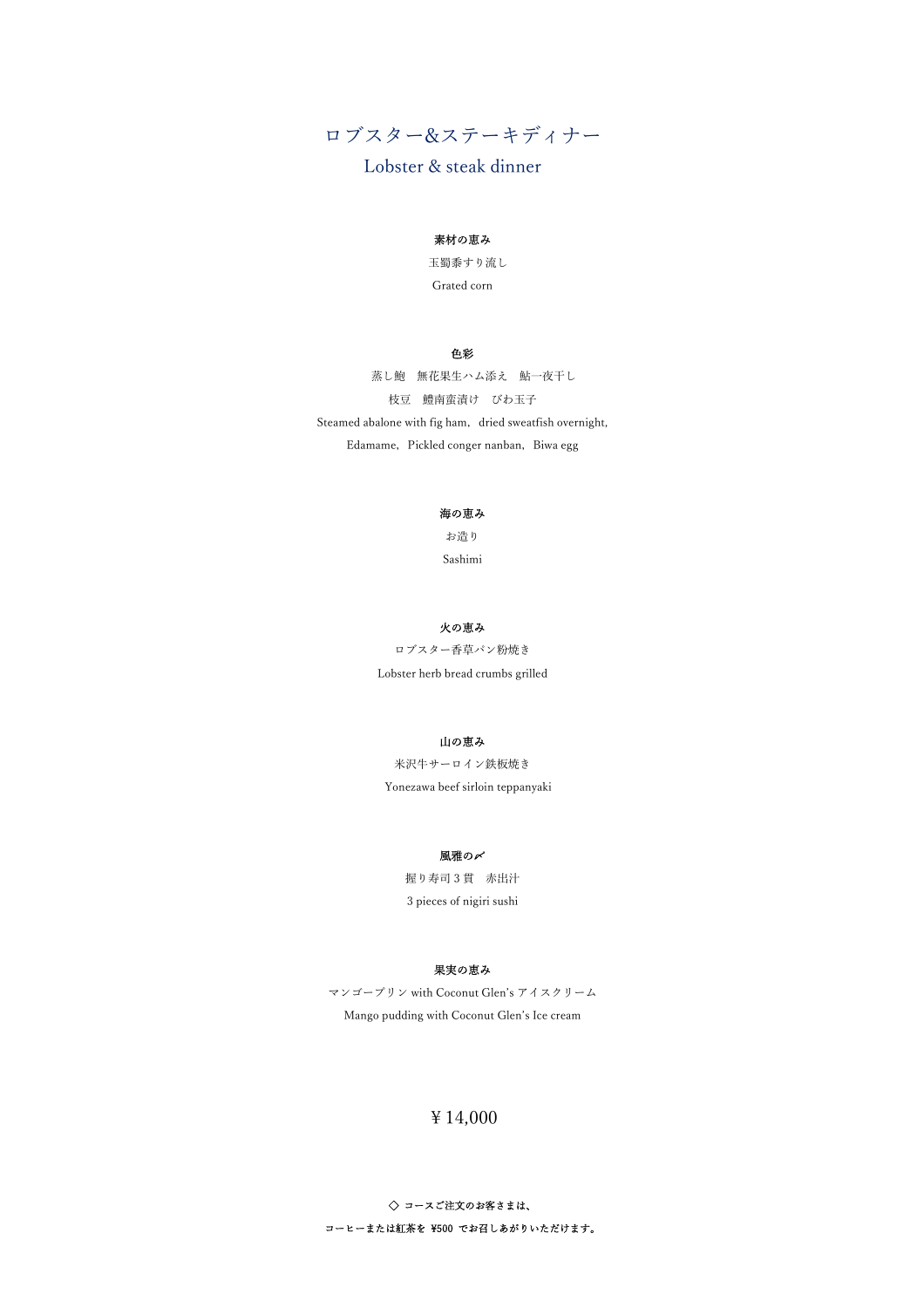# ロブスター&ステーキディナー
## Lobster & steak dinner

**素材の恵み**

玉蜀黍すり流し

Grated corn

**色彩**

蒸し鮑　無花果生ハム添え　鮎一夜干し

枝豆　鱧南蛮漬け　びわ玉子

Steamed abalone with fig ham，dried sweatfish overnight,

Edamame，Pickled conger nanban，Biwa egg

**海の恵み**

お造り

Sashimi

**火の恵み**

ロブスター香草パン粉焼き

Lobster herb bread crumbs grilled

**山の恵み**

米沢牛サーロイン鉄板焼き

Yonezawa beef sirloin teppanyaki

**風雅の〆**

握り寿司３貫　赤出汁

3 pieces of nigiri sushi

**果実の恵み**

マンゴープリン with Coconut Glen's アイスクリーム

Mango pudding with Coconut Glen's Ice cream

¥14,000

◇ コースご注文のお客さまは、

コーヒーまたは紅茶を ¥500 でお召しあがりいただけます。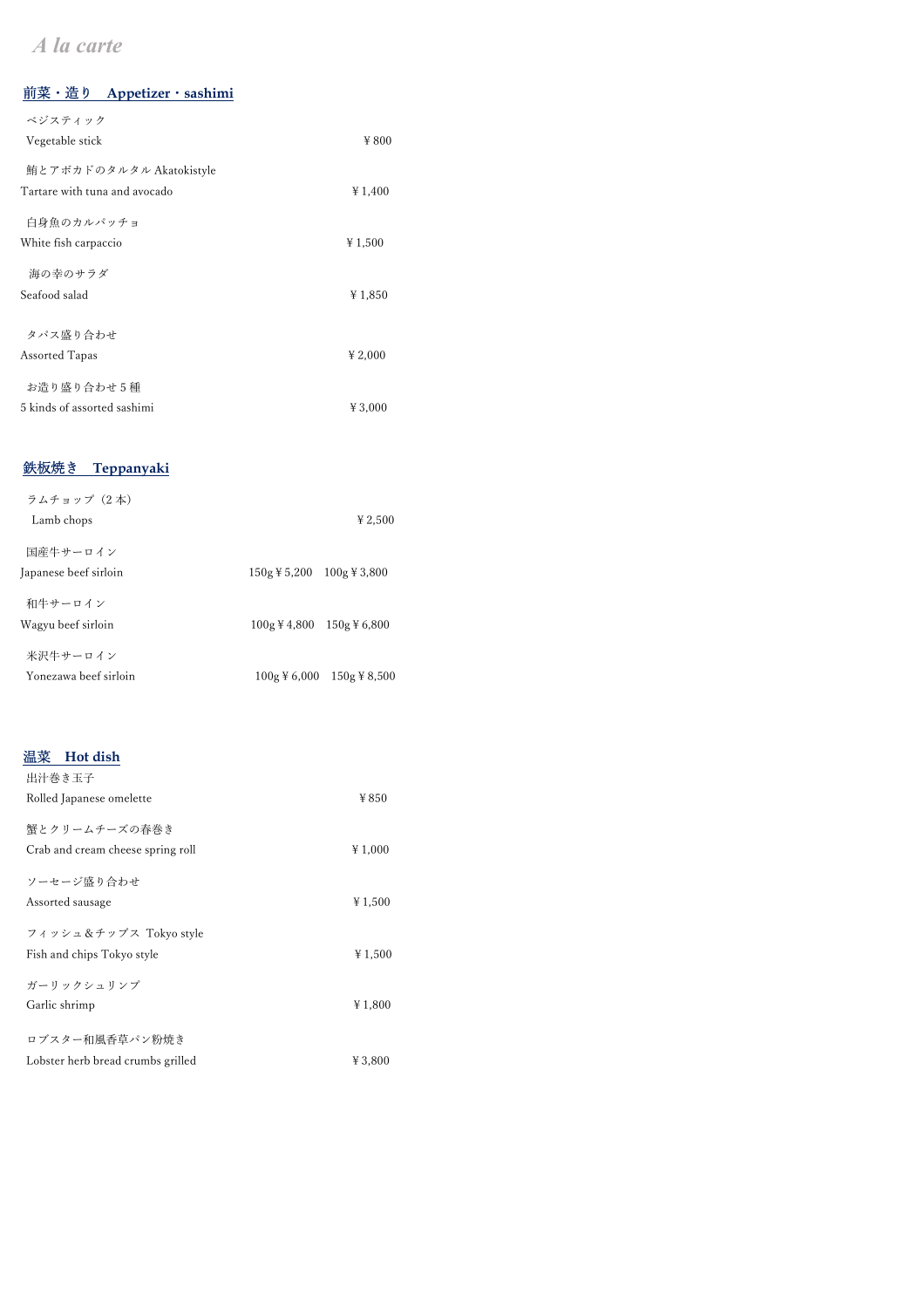# *A la carte*

## 前菜・造り　Appetizer・sashimi

ベジスティック
Vegetable stick ¥800

鮪とアボカドのタルタル Akatokistyle
Tartare with tuna and avocado ¥1,400

白身魚のカルパッチョ
White fish carpaccio ¥1,500

海の幸のサラダ
Seafood salad ¥1,850

タパス盛り合わせ
Assorted Tapas ¥2,000

お造り盛り合わせ 5 種
5 kinds of assorted sashimi ¥3,000

## 鉄板焼き　Teppanyaki

ラムチョップ（2 本）
Lamb chops ¥2,500

国産牛サーロイン
Japanese beef sirloin 150g ¥5,200　100g ¥3,800

和牛サーロイン
Wagyu beef sirloin 100g ¥4,800　150g ¥6,800

米沢牛サーロイン
Yonezawa beef sirloin 100g ¥6,000　150g ¥8,500

## 温菜　Hot dish

出汁巻き玉子
Rolled Japanese omelette ¥850

蟹とクリームチーズの春巻き
Crab and cream cheese spring roll ¥1,000

ソーセージ盛り合わせ
Assorted sausage ¥1,500

フィッシュ＆チップス Tokyo style
Fish and chips Tokyo style ¥1,500

ガーリックシュリンプ
Garlic shrimp ¥1,800

ロブスター和風香草パン粉焼き
Lobster herb bread crumbs grilled ¥3,800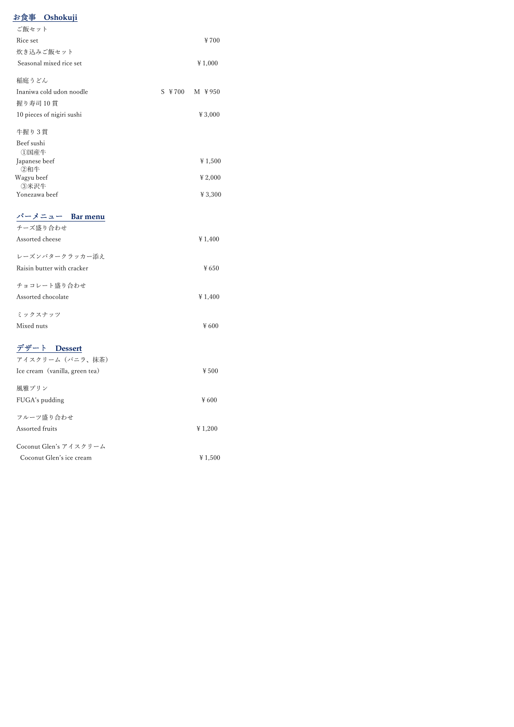## お食事　Oshokuji

| | |
|---|---|
| ご飯セット | |
| Rice set | ￥700 |
| 炊き込みご飯セット | |
| Seasonal mixed rice set | ￥1,000 |
| 稲庭うどん | |
| Inaniwa cold udon noodle | S ￥700　M ￥950 |
| 握り寿司 10 貫 | |
| 10 pieces of nigiri sushi | ￥3,000 |
| 牛握り 3 貫 | |
| Beef sushi | |
| ①国産牛 | |
| Japanese beef | ￥1,500 |
| ②和牛 | |
| Wagyu beef | ￥2,000 |
| ③米沢牛 | |
| Yonezawa beef | ￥3,300 |

## バーメニュー　Bar menu

| | |
|---|---|
| チーズ盛り合わせ | |
| Assorted cheese | ￥1,400 |
| レーズンバタークラッカー添え | |
| Raisin butter with cracker | ￥650 |
| チョコレート盛り合わせ | |
| Assorted chocolate | ￥1,400 |
| ミックスナッツ | |
| Mixed nuts | ￥600 |

## デザート　Dessert

| | |
|---|---|
| アイスクリーム（バニラ、抹茶） | |
| Ice cream（vanilla, green tea） | ￥500 |
| 風雅プリン | |
| FUGA's pudding | ￥600 |
| フルーツ盛り合わせ | |
| Assorted fruits | ￥1,200 |
| Coconut Glen's アイスクリーム | |
| Coconut Glen's ice cream | ￥1,500 |